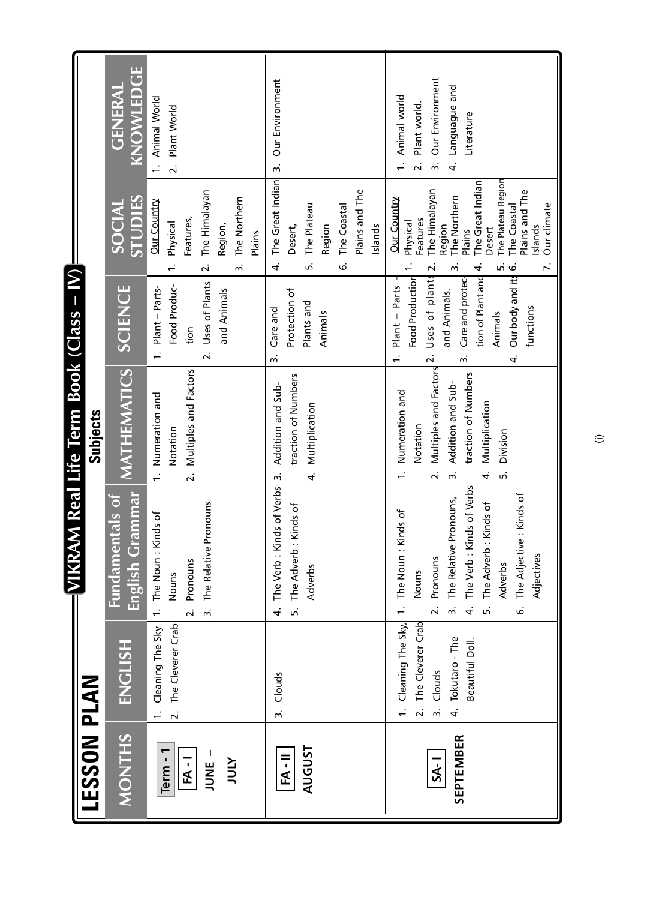# LESSON PLAN

## VIKRAM Real Life Term Book (Class – IV)

### Subjects

| MONTHS | ENGLISH | Fundamentals of English Grammar | MATHEMATICS | SCIENCE | SOCIAL STUDIES | GENERAL KNOWLEDGE |
|---|---|---|---|---|---|---|
| Term - 1<br>FA - I<br>JUNE – JULY | 1. Cleaning The Sky<br>2. The Cleverer Crab | 1. The Noun : Kinds of Nouns<br>2. Pronouns<br>3. The Relative Pronouns | 1. Numeration and Notation<br>2. Multiples and Factors | 1. Plant – Parts-Food Production<br>2. Uses of Plants and Animals | Our Country<br>1. Physical Features,<br>2. The Himalayan Region,<br>3. The Northern Plains | 1. Animal World<br>2. Plant World |
| FA - II<br>AUGUST | 3. Clouds | 4. The Verb : Kinds of Verbs<br>5. The Adverb : Kinds of Adverbs | 3. Addition and Subtraction of Numbers<br>4. Multiplication | 3. Care and Protection of Plants and Animals | 4. The Great Indian Desert,<br>5. The Plateau Region<br>6. The Coastal Plains and The Islands | 3. Our Environment |
| SA - I<br>SEPTEMBER | 1. Cleaning The Sky,<br>2. The Cleverer Crab<br>3. Clouds<br>4. Tokutaro - The Beautiful Doll. | 1. The Noun : Kinds of Nouns<br>2. Pronouns<br>3. The Relative Pronouns,<br>4. The Verb : Kinds of Verbs<br>5. The Adverb : Kinds of Adverbs<br>6. The Adjective : Kinds of Adjectives | 1. Numeration and Notation<br>2. Multiples and Factors<br>3. Addition and Subtraction of Numbers<br>4. Multiplication<br>5. Division | 1. Plant – Parts – Food Production<br>2. Uses of plants and Animals.<br>3. Care and protection of Plant and Animals<br>4. Our body and its functions | Our Country<br>1. Physical Features<br>2. The Himalayan Region<br>3. The Northern Plains<br>4. The Great Indian Desert<br>5. The Plateau Region<br>6. The Coastal Plains and The Islands<br>7. Our climate | 1. Animal world<br>2. Plant world.<br>3. Our Environment<br>4. Languauge and Literature |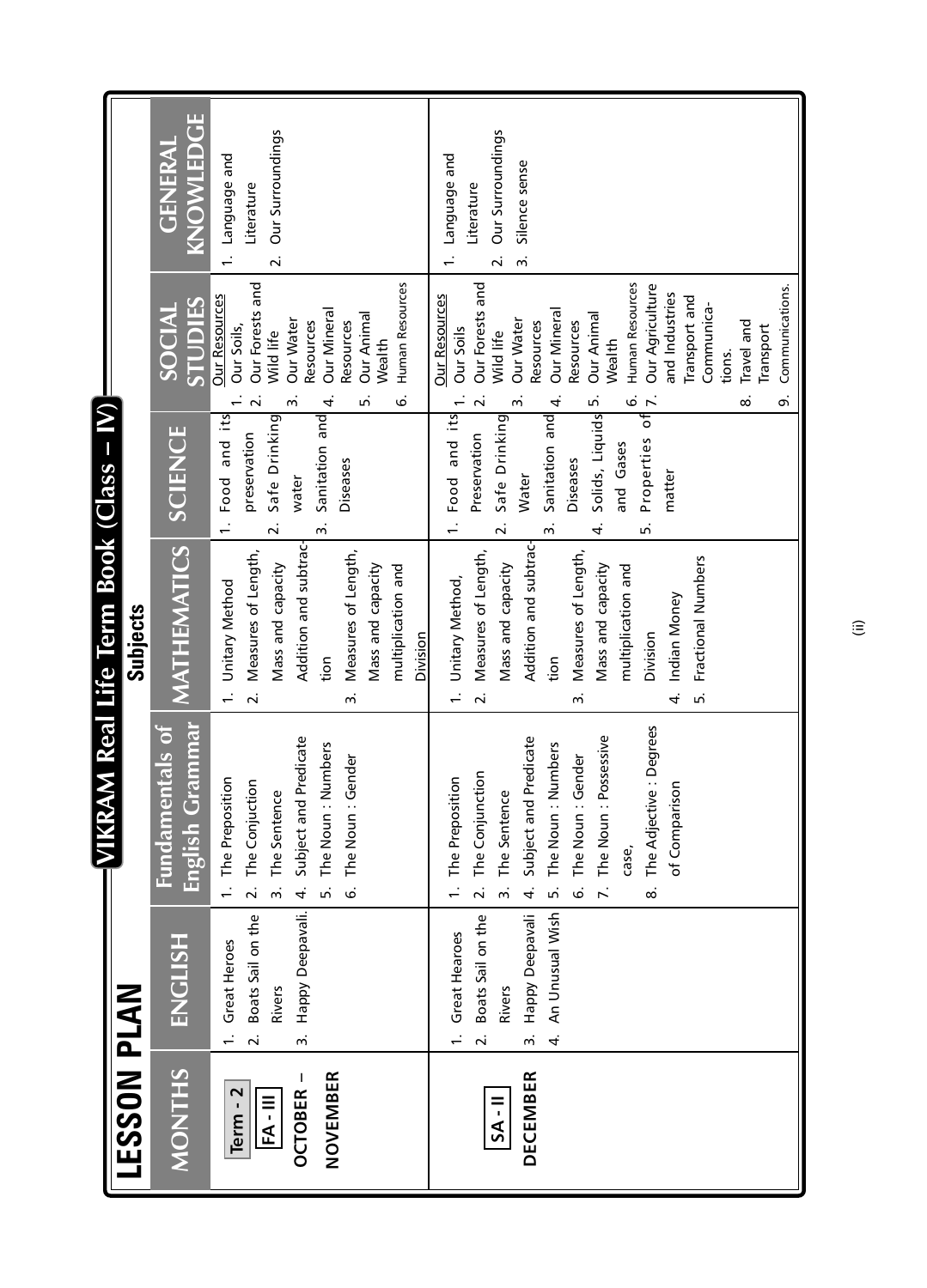# LESSON PLAN

## VIKRAM Real Life Term Book (Class – IV)

**Subjects**

| MONTHS | ENGLISH | Fundamentals of English Grammar | MATHEMATICS | SCIENCE | SOCIAL STUDIES | GENERAL KNOWLEDGE |
|---|---|---|---|---|---|---|
| **Term - 2** **FA - III** **OCTOBER – NOVEMBER** | 1. Great Heroes 2. Boats Sail on the Rivers 3. Happy Deepavali. | 1. The Preposition 2. The Conjuction 3. The Sentence 4. Subject and Predicate 5. The Noun : Numbers 6. The Noun : Gender | 1. Unitary Method 2. Measures of Length, Mass and capacity Addition and subtraction 3. Measures of Length, Mass and capacity multiplication and Division | 1. Food and its preservation 2. Safe Drinking water 3. Sanitation and Diseases | Our Resources 1. Our Soils, 2. Our Forests and Wild life 3. Our Water Resources 4. Our Mineral Resources 5. Our Animal Wealth 6. Human Resources | 1. Language and Literature 2. Our Surroundings |
| **SA - II** **DECEMBER** | 1. Great Hearoes 2. Boats Sail on the Rivers 3. Happy Deepavali 4. An Unusual Wish | 1. The Preposition 2. The Conjunction 3. The Sentence 4. Subject and Predicate 5. The Noun : Numbers 6. The Noun : Gender 7. The Noun : Possessive case, 8. The Adjective : Degrees of Comparison | 1. Unitary Method, 2. Measures of Length, Mass and capacity Addition and subtraction 3. Measures of Length, Mass and capacity multiplication and Division 4. Indian Money 5. Fractional Numbers | 1. Food and its Preservation 2. Safe Drinking Water 3. Sanitation and Diseases 4. Solids, Liquids and Gases 5. Properties of matter | Our Resources 1. Our Soils 2. Our Forests and Wild life 3. Our Water Resources 4. Our Mineral Resources 5. Our Animal Wealth 6. Human Resources 7. Our Agriculture and Industries Transport and Communications. 8. Travel and Transport 9. Communications. | 1. Language and Literature 2. Our Surroundings 3. Silence sense |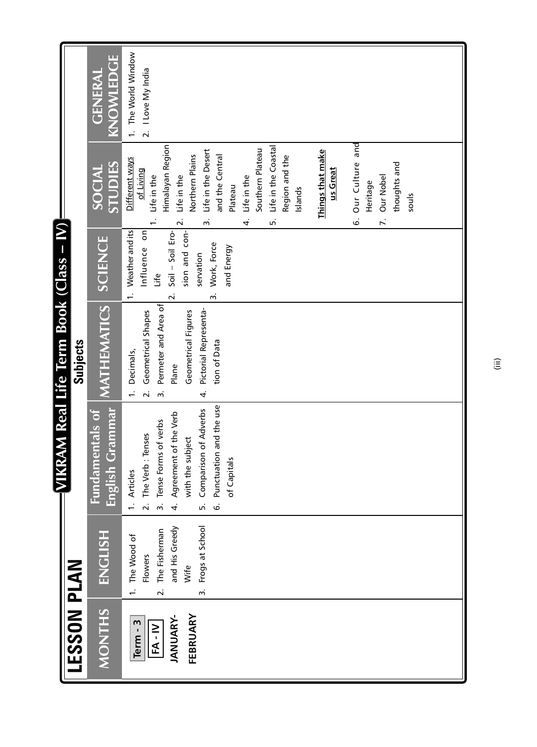# LESSON PLAN

## VIKRAM Real Life Term Book (Class – IV)

| MONTHS | ENGLISH | Fundamentals of English Grammar | MATHEMATICS | SCIENCE | SOCIAL STUDIES | GENERAL KNOWLEDGE |
|---|---|---|---|---|---|---|
| | Subjects | | | | | |
| **Term - 3** **FA - IV** **JANUARY-FEBRUARY** | 1. The Wood of Flowers 2. The Fisherman and His Greedy Wife 3. Frogs at School | 1. Articles 2. The Verb : Tenses 3. Tense Forms of verbs 4. Agreement of the Verb with the subject 5. Comparison of Adverbs 6. Punctuation and the use of Capitals | 1. Decimals, 2. Geometrical Shapes 3. Permeter and Area of Plane Geometrical Figures 4. Pictorial Representation of Data | 1. Weather and its Influence on Life 2. Soil – Soil Erosion and conservation 3. Work, Force and Energy | **Different ways of Living** 1. Life in the Himalayan Region 2. Life in the Northern Plains 3. Life in the Desert and the Central Plateau 4. Life in the Southern Plateau 5. Life in the Coastal Region and the Islands **Things that make us Great** 6. Our Culture and Heritage 7. Our Nobel thoughts and souls | 1. The World Window 2. I Love My India |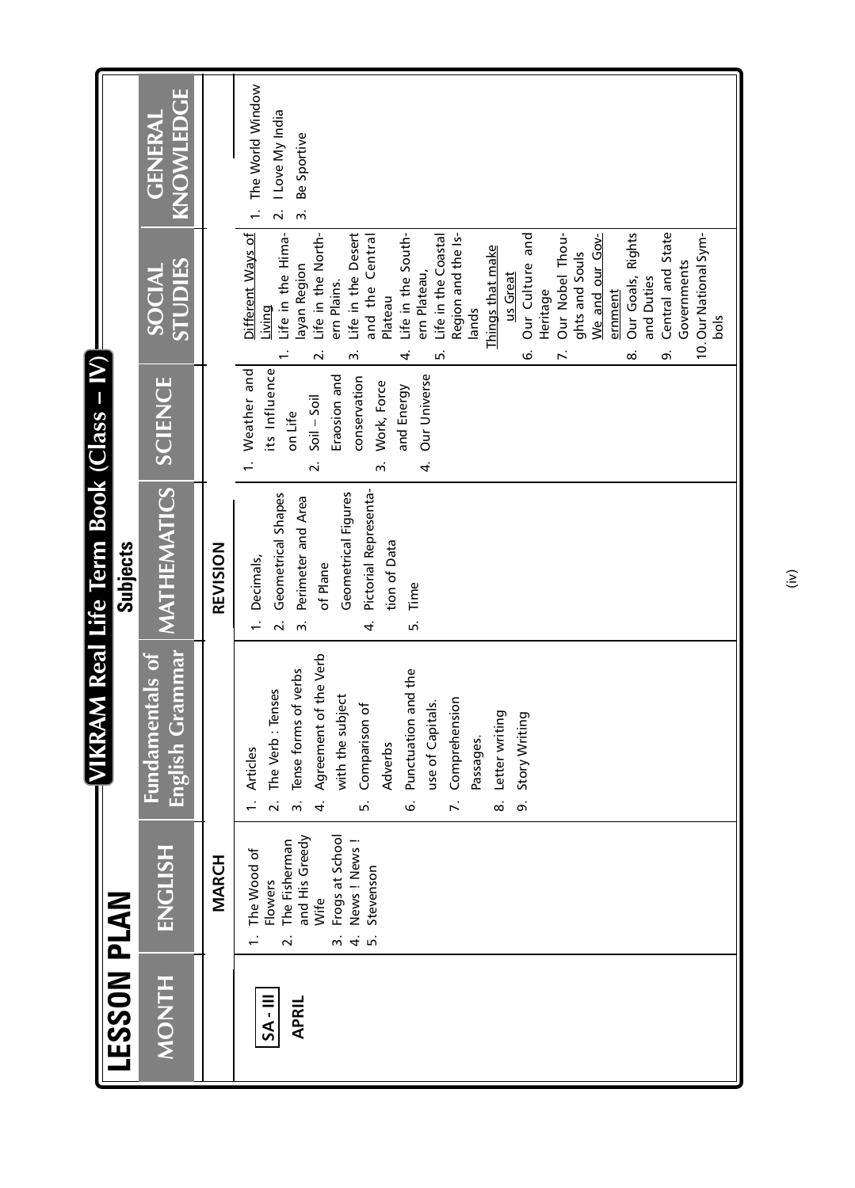# LESSON PLAN

## VIKRAM Real Life Term Book (Class – IV)

| MONTH | Subjects | | | | | | |
|---|---|---|---|---|---|---|---|
| | ENGLISH | Fundamentals of English Grammar | MATHEMATICS | SCIENCE | SOCIAL STUDIES | GENERAL KNOWLEDGE |
| | MARCH | | REVISION | | | |
| SA - III APRIL | 1. The Wood of Flowers<br>2. The Fisherman and His Greedy Wife<br>3. Frogs at School<br>4. News ! News !<br>5. Stevenson | 1. Articles<br>2. The Verb : Tenses<br>3. Tense forms of verbs<br>4. Agreement of the Verb with the subject<br>5. Comparison of Adverbs<br>6. Punctuation and the use of Capitals.<br>7. Comprehension Passages.<br>8. Letter writing<br>9. Story Writing | 1. Decimals,<br>2. Geometrical Shapes<br>3. Perimeter and Area of Plane Geometrical Figures<br>4. Pictorial Representation of Data<br>5. Time | 1. Weather and its Influence on Life<br>2. Soil – Soil Eraosion and conservation<br>3. Work, Force and Energy<br>4. Our Universe | Different Ways of Living<br>1. Life in the Himalayan Region<br>2. Life in the Northern Plains.<br>3. Life in the Desert and the Central Plateau<br>4. Life in the Southern Plateau,<br>5. Life in the Coastal Region and the Islands<br>Things that make us Great<br>6. Our Culture and Heritage<br>7. Our Nobel Thoughts and Souls<br>We and our Government<br>8. Our Goals, Rights and Duties<br>9. Central and State Governments<br>10. Our National Symbols | 1. The World Window<br>2. I Love My India<br>3. Be Sportive |